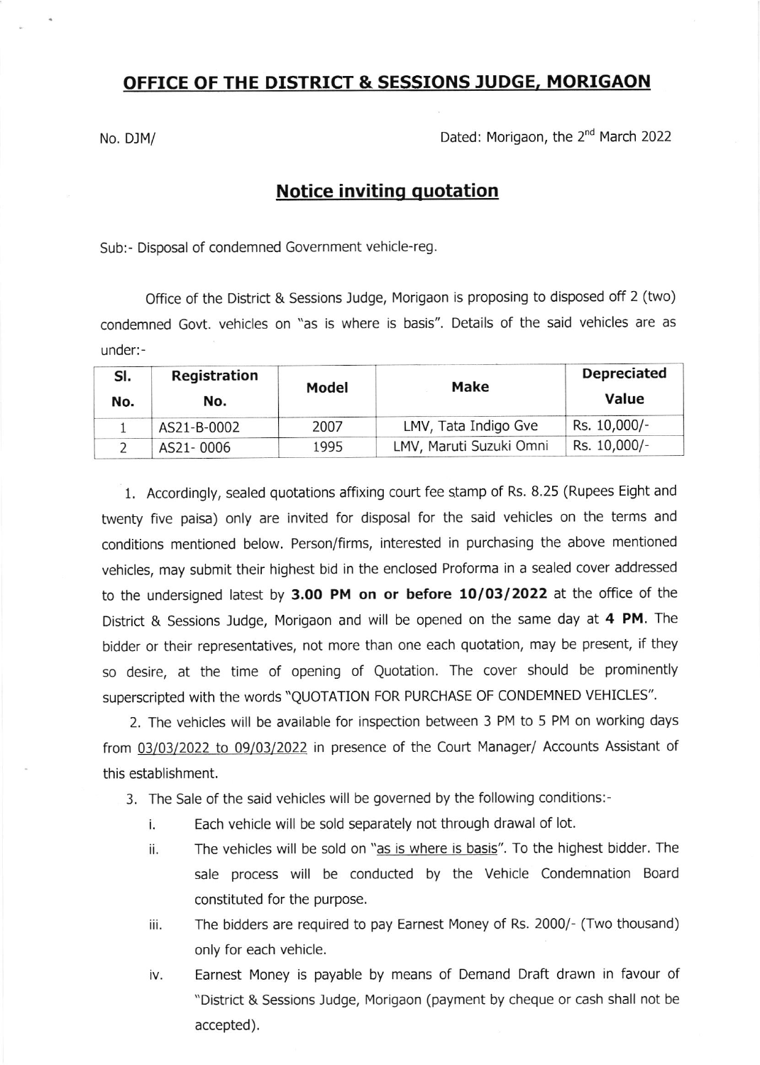## OFFICE OF THE DISTRICT & SESSIONS JUDGE, MORIGAON

No. DJM/

Dated: Morigaon, the 2nd March 2022

## Notice inviting quotation

Sub:- Disposal of condemned Government vehicle-reg.

Office of the District & Sessions Judge, Morigaon is proposing to disposed off 2 (two) condemned Govt. vehicles on "as is where is basis". Details of the said vehicles are as under:-

| Sl. No. | Registration No. | Model | Make | Depreciated Value |
|---|---|---|---|---|
| 1 | AS21-B-0002 | 2007 | LMV, Tata Indigo Gve | Rs. 10,000/- |
| 2 | AS21- 0006 | 1995 | LMV, Maruti Suzuki Omni | Rs. 10,000/- |

1. Accordingly, sealed quotations affixing court fee stamp of Rs. 8.25 (Rupees Eight and twenty five paisa) only are invited for disposal for the said vehicles on the terms and conditions mentioned below. Person/firms, interested in purchasing the above mentioned vehicles, may submit their highest bid in the enclosed Proforma in a sealed cover addressed to the undersigned latest by **3.00 PM on or before 10/03/2022** at the office of the District & Sessions Judge, Morigaon and will be opened on the same day at **4 PM**. The bidder or their representatives, not more than one each quotation, may be present, if they so desire, at the time of opening of Quotation. The cover should be prominently superscripted with the words "QUOTATION FOR PURCHASE OF CONDEMNED VEHICLES".

2. The vehicles will be available for inspection between 3 PM to 5 PM on working days from 03/03/2022 to 09/03/2022 in presence of the Court Manager/ Accounts Assistant of this establishment.

3. The Sale of the said vehicles will be governed by the following conditions:-

   i. Each vehicle will be sold separately not through drawal of lot.

   ii. The vehicles will be sold on "as is where is basis". To the highest bidder. The sale process will be conducted by the Vehicle Condemnation Board constituted for the purpose.

   iii. The bidders are required to pay Earnest Money of Rs. 2000/- (Two thousand) only for each vehicle.

   iv. Earnest Money is payable by means of Demand Draft drawn in favour of "District & Sessions Judge, Morigaon (payment by cheque or cash shall not be accepted).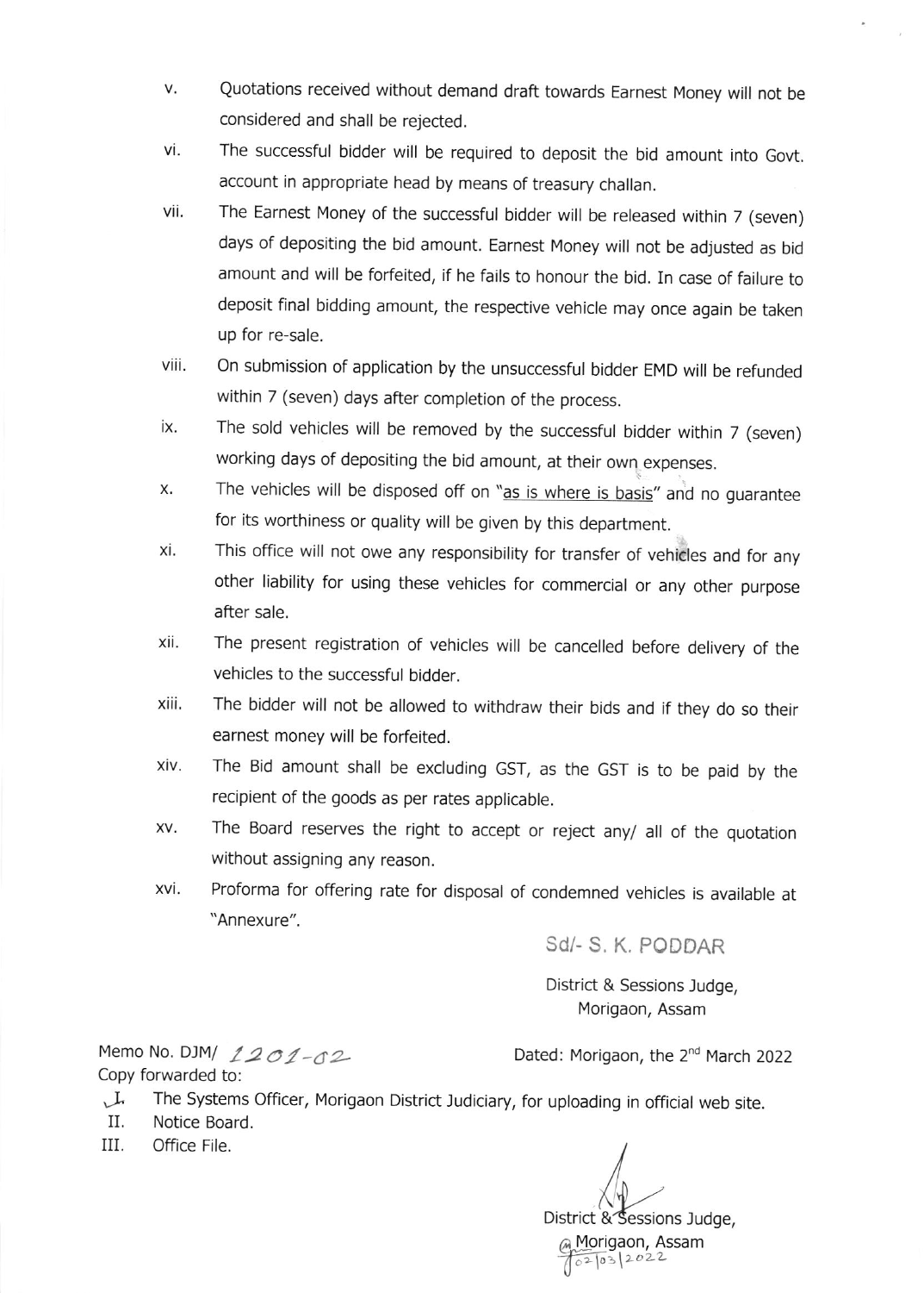v. Quotations received without demand draft towards Earnest Money will not be considered and shall be rejected.

vi. The successful bidder will be required to deposit the bid amount into Govt. account in appropriate head by means of treasury challan.

vii. The Earnest Money of the successful bidder will be released within 7 (seven) days of depositing the bid amount. Earnest Money will not be adjusted as bid amount and will be forfeited, if he fails to honour the bid. In case of failure to deposit final bidding amount, the respective vehicle may once again be taken up for re-sale.

viii. On submission of application by the unsuccessful bidder EMD will be refunded within 7 (seven) days after completion of the process.

ix. The sold vehicles will be removed by the successful bidder within 7 (seven) working days of depositing the bid amount, at their own expenses.

x. The vehicles will be disposed off on "as is where is basis" and no guarantee for its worthiness or quality will be given by this department.

xi. This office will not owe any responsibility for transfer of vehicles and for any other liability for using these vehicles for commercial or any other purpose after sale.

xii. The present registration of vehicles will be cancelled before delivery of the vehicles to the successful bidder.

xiii. The bidder will not be allowed to withdraw their bids and if they do so their earnest money will be forfeited.

xiv. The Bid amount shall be excluding GST, as the GST is to be paid by the recipient of the goods as per rates applicable.

xv. The Board reserves the right to accept or reject any/ all of the quotation without assigning any reason.

xvi. Proforma for offering rate for disposal of condemned vehicles is available at "Annexure".

Sd/- S. K. PODDAR

District & Sessions Judge,
Morigaon, Assam

Memo No. DJM/ 1201-02 Dated: Morigaon, the 2nd March 2022

Copy forwarded to:

I. The Systems Officer, Morigaon District Judiciary, for uploading in official web site.
II. Notice Board.
III. Office File.

District & Sessions Judge,
Morigaon, Assam
02/03/2022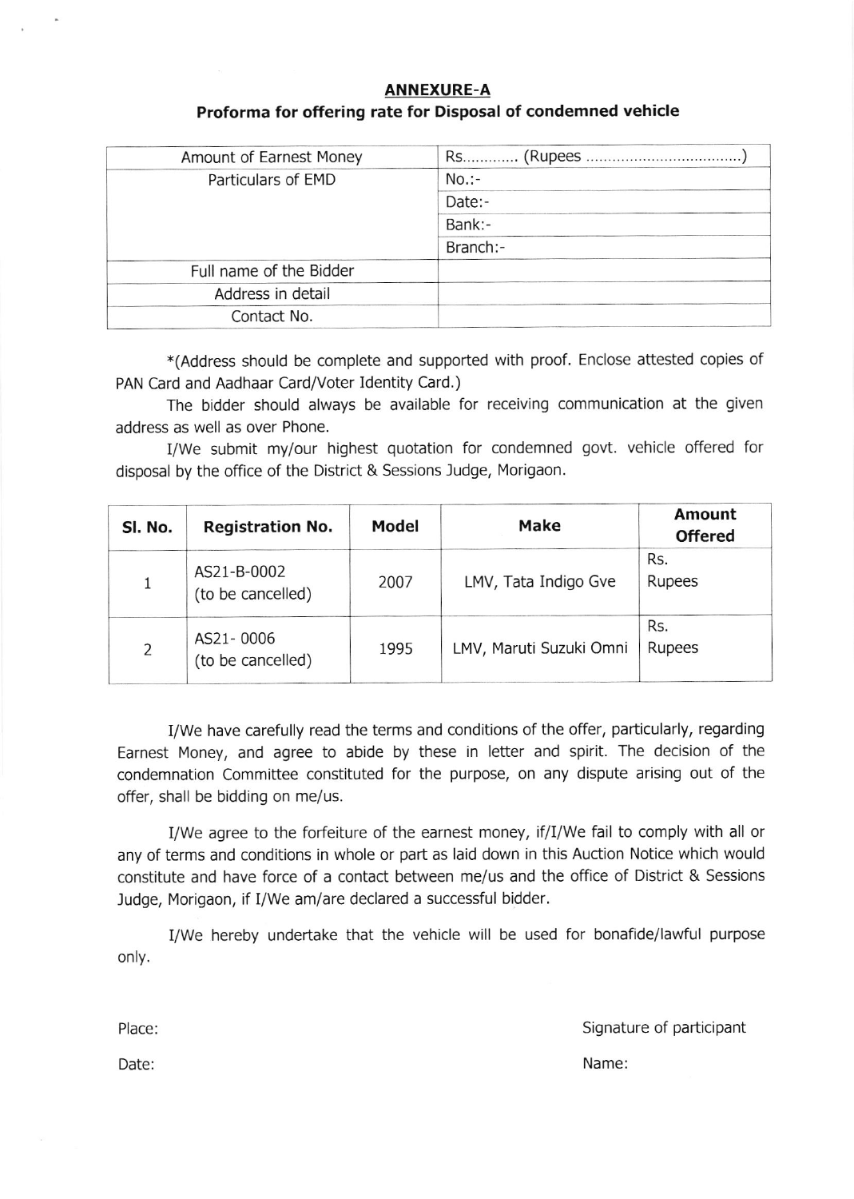## ANNEXURE-A

### Proforma for offering rate for Disposal of condemned vehicle

| | |
|---|---|
| Amount of Earnest Money | Rs............ (Rupees ...................................) |
| Particulars of EMD | No.:- |
| | Date:- |
| | Bank:- |
| | Branch:- |
| Full name of the Bidder | |
| Address in detail | |
| Contact No. | |

*(Address should be complete and supported with proof. Enclose attested copies of PAN Card and Aadhaar Card/Voter Identity Card.)

The bidder should always be available for receiving communication at the given address as well as over Phone.

I/We submit my/our highest quotation for condemned govt. vehicle offered for disposal by the office of the District & Sessions Judge, Morigaon.

| Sl. No. | Registration No. | Model | Make | Amount Offered |
|---|---|---|---|---|
| 1 | AS21-B-0002 (to be cancelled) | 2007 | LMV, Tata Indigo Gve | Rs. Rupees |
| 2 | AS21- 0006 (to be cancelled) | 1995 | LMV, Maruti Suzuki Omni | Rs. Rupees |

I/We have carefully read the terms and conditions of the offer, particularly, regarding Earnest Money, and agree to abide by these in letter and spirit. The decision of the condemnation Committee constituted for the purpose, on any dispute arising out of the offer, shall be bidding on me/us.

I/We agree to the forfeiture of the earnest money, if/I/We fail to comply with all or any of terms and conditions in whole or part as laid down in this Auction Notice which would constitute and have force of a contact between me/us and the office of District & Sessions Judge, Morigaon, if I/We am/are declared a successful bidder.

I/We hereby undertake that the vehicle will be used for bonafide/lawful purpose only.

Place:

Date:

Signature of participant

Name: